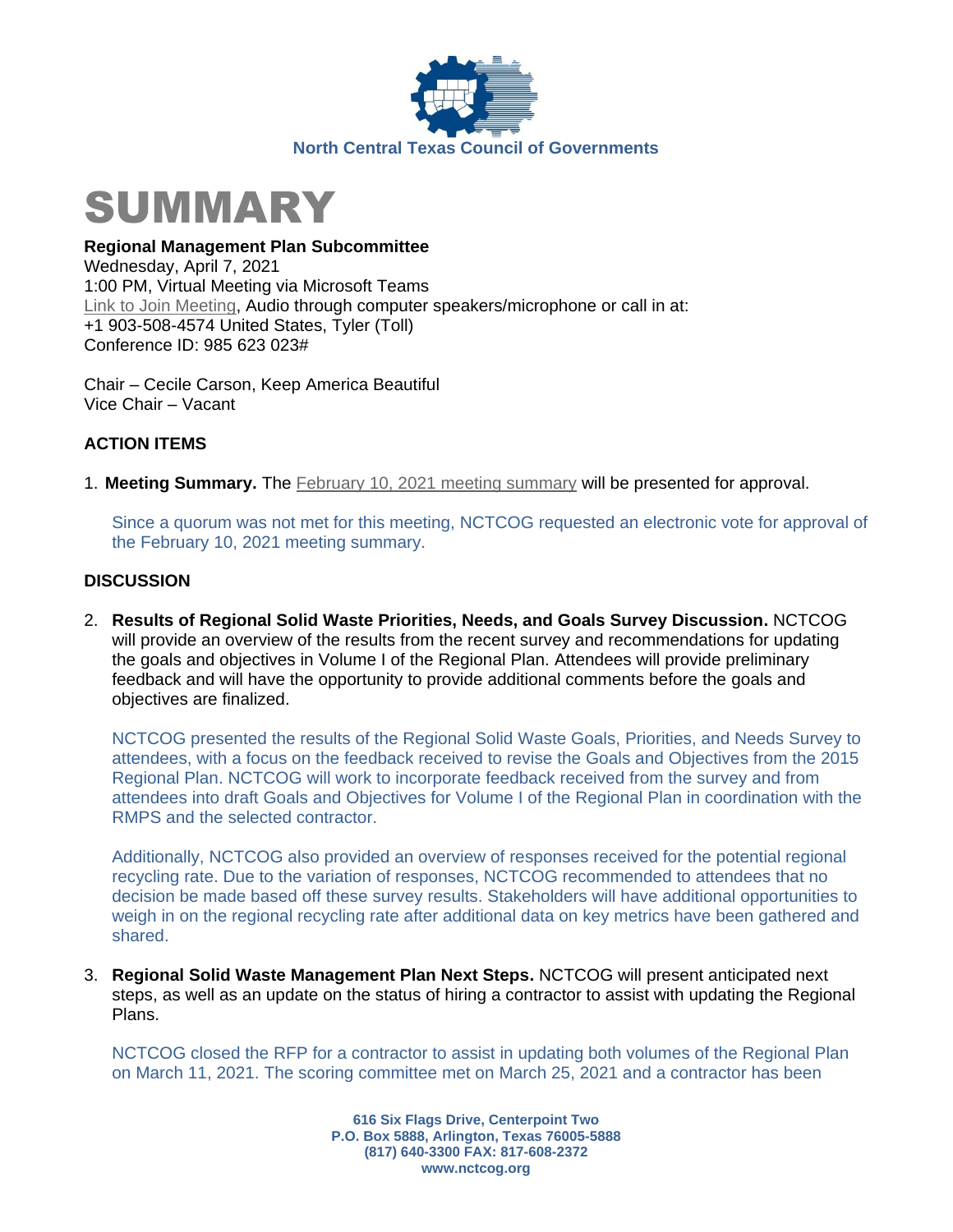North Central Texas Council of Governments

# SUMMARY

**Regional Management Plan Subcommittee**
Wednesday, April 7, 2021
1:00 PM, Virtual Meeting via Microsoft Teams
Link to Join Meeting, Audio through computer speakers/microphone or call in at:
+1 903-508-4574 United States, Tyler (Toll)
Conference ID: 985 623 023#

Chair – Cecile Carson, Keep America Beautiful
Vice Chair – Vacant

## ACTION ITEMS

1. **Meeting Summary.** The February 10, 2021 meeting summary will be presented for approval.

   Since a quorum was not met for this meeting, NCTCOG requested an electronic vote for approval of the February 10, 2021 meeting summary.

## DISCUSSION

2. **Results of Regional Solid Waste Priorities, Needs, and Goals Survey Discussion.** NCTCOG will provide an overview of the results from the recent survey and recommendations for updating the goals and objectives in Volume I of the Regional Plan. Attendees will provide preliminary feedback and will have the opportunity to provide additional comments before the goals and objectives are finalized.

   NCTCOG presented the results of the Regional Solid Waste Goals, Priorities, and Needs Survey to attendees, with a focus on the feedback received to revise the Goals and Objectives from the 2015 Regional Plan. NCTCOG will work to incorporate feedback received from the survey and from attendees into draft Goals and Objectives for Volume I of the Regional Plan in coordination with the RMPS and the selected contractor.

   Additionally, NCTCOG also provided an overview of responses received for the potential regional recycling rate. Due to the variation of responses, NCTCOG recommended to attendees that no decision be made based off these survey results. Stakeholders will have additional opportunities to weigh in on the regional recycling rate after additional data on key metrics have been gathered and shared.

3. **Regional Solid Waste Management Plan Next Steps.** NCTCOG will present anticipated next steps, as well as an update on the status of hiring a contractor to assist with updating the Regional Plans.

   NCTCOG closed the RFP for a contractor to assist in updating both volumes of the Regional Plan on March 11, 2021. The scoring committee met on March 25, 2021 and a contractor has been

616 Six Flags Drive, Centerpoint Two
P.O. Box 5888, Arlington, Texas 76005-5888
(817) 640-3300 FAX: 817-608-2372
www.nctcog.org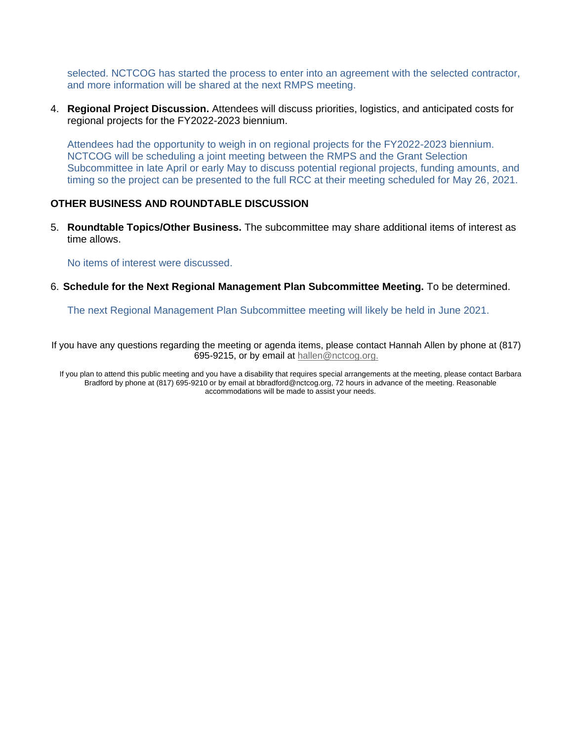selected. NCTCOG has started the process to enter into an agreement with the selected contractor, and more information will be shared at the next RMPS meeting.

4. **Regional Project Discussion.** Attendees will discuss priorities, logistics, and anticipated costs for regional projects for the FY2022-2023 biennium.

   Attendees had the opportunity to weigh in on regional projects for the FY2022-2023 biennium. NCTCOG will be scheduling a joint meeting between the RMPS and the Grant Selection Subcommittee in late April or early May to discuss potential regional projects, funding amounts, and timing so the project can be presented to the full RCC at their meeting scheduled for May 26, 2021.

**OTHER BUSINESS AND ROUNDTABLE DISCUSSION**

5. **Roundtable Topics/Other Business.** The subcommittee may share additional items of interest as time allows.

   No items of interest were discussed.

6. **Schedule for the Next Regional Management Plan Subcommittee Meeting.** To be determined.

   The next Regional Management Plan Subcommittee meeting will likely be held in June 2021.

If you have any questions regarding the meeting or agenda items, please contact Hannah Allen by phone at (817) 695-9215, or by email at hallen@nctcog.org.

If you plan to attend this public meeting and you have a disability that requires special arrangements at the meeting, please contact Barbara Bradford by phone at (817) 695-9210 or by email at bbradford@nctcog.org, 72 hours in advance of the meeting. Reasonable accommodations will be made to assist your needs.